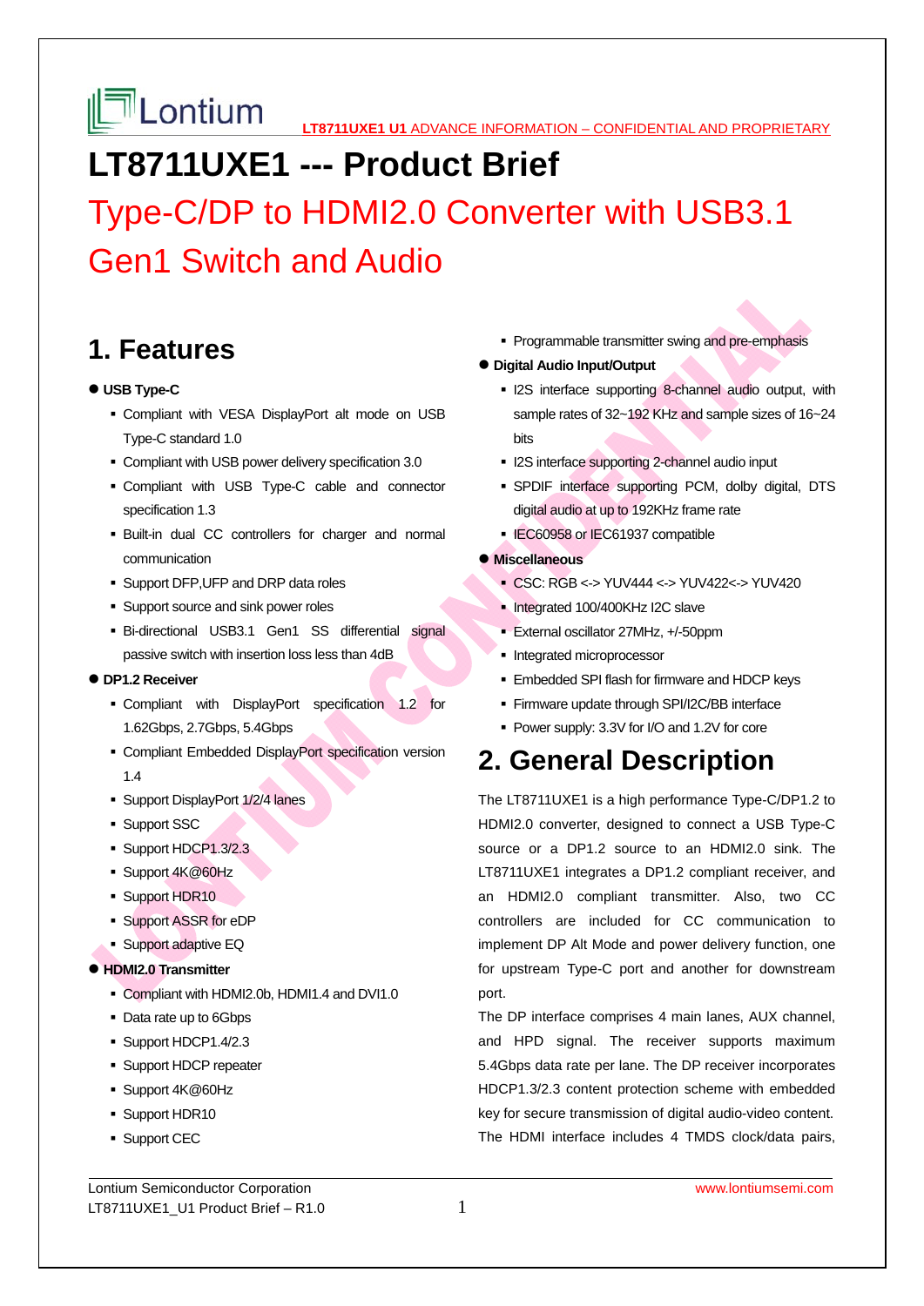# LT8711UXE1 --- Product Brief

## Type-C/DP to HDMI2.0 Converter with USB3.1 Gen1 Switch and Audio

## 1. Features

- **USB Type-C**
  - Compliant with VESA DisplayPort alt mode on USB Type-C standard 1.0
  - Compliant with USB power delivery specification 3.0
  - Compliant with USB Type-C cable and connector specification 1.3
  - Built-in dual CC controllers for charger and normal communication
  - Support DFP,UFP and DRP data roles
  - Support source and sink power roles
  - Bi-directional USB3.1 Gen1 SS differential signal passive switch with insertion loss less than 4dB
- **DP1.2 Receiver**
  - Compliant with DisplayPort specification 1.2 for 1.62Gbps, 2.7Gbps, 5.4Gbps
  - Compliant Embedded DisplayPort specification version 1.4
  - Support DisplayPort 1/2/4 lanes
  - Support SSC
  - Support HDCP1.3/2.3
  - Support 4K@60Hz
  - Support HDR10
  - Support ASSR for eDP
  - Support adaptive EQ
- **HDMI2.0 Transmitter**
  - Compliant with HDMI2.0b, HDMI1.4 and DVI1.0
  - Data rate up to 6Gbps
  - Support HDCP1.4/2.3
  - Support HDCP repeater
  - Support 4K@60Hz
  - Support HDR10
  - Support CEC
  - Programmable transmitter swing and pre-emphasis
- **Digital Audio Input/Output**
  - I2S interface supporting 8-channel audio output, with sample rates of 32~192 KHz and sample sizes of 16~24 bits
  - I2S interface supporting 2-channel audio input
  - SPDIF interface supporting PCM, dolby digital, DTS digital audio at up to 192KHz frame rate
  - IEC60958 or IEC61937 compatible
- **Miscellaneous**
  - CSC: RGB <-> YUV444 <-> YUV422<-> YUV420
  - Integrated 100/400KHz I2C slave
  - External oscillator 27MHz, +/-50ppm
  - Integrated microprocessor
  - Embedded SPI flash for firmware and HDCP keys
  - Firmware update through SPI/I2C/BB interface
  - Power supply: 3.3V for I/O and 1.2V for core

## 2. General Description

The LT8711UXE1 is a high performance Type-C/DP1.2 to HDMI2.0 converter, designed to connect a USB Type-C source or a DP1.2 source to an HDMI2.0 sink. The LT8711UXE1 integrates a DP1.2 compliant receiver, and an HDMI2.0 compliant transmitter. Also, two CC controllers are included for CC communication to implement DP Alt Mode and power delivery function, one for upstream Type-C port and another for downstream port.

The DP interface comprises 4 main lanes, AUX channel, and HPD signal. The receiver supports maximum 5.4Gbps data rate per lane. The DP receiver incorporates HDCP1.3/2.3 content protection scheme with embedded key for secure transmission of digital audio-video content. The HDMI interface includes 4 TMDS clock/data pairs,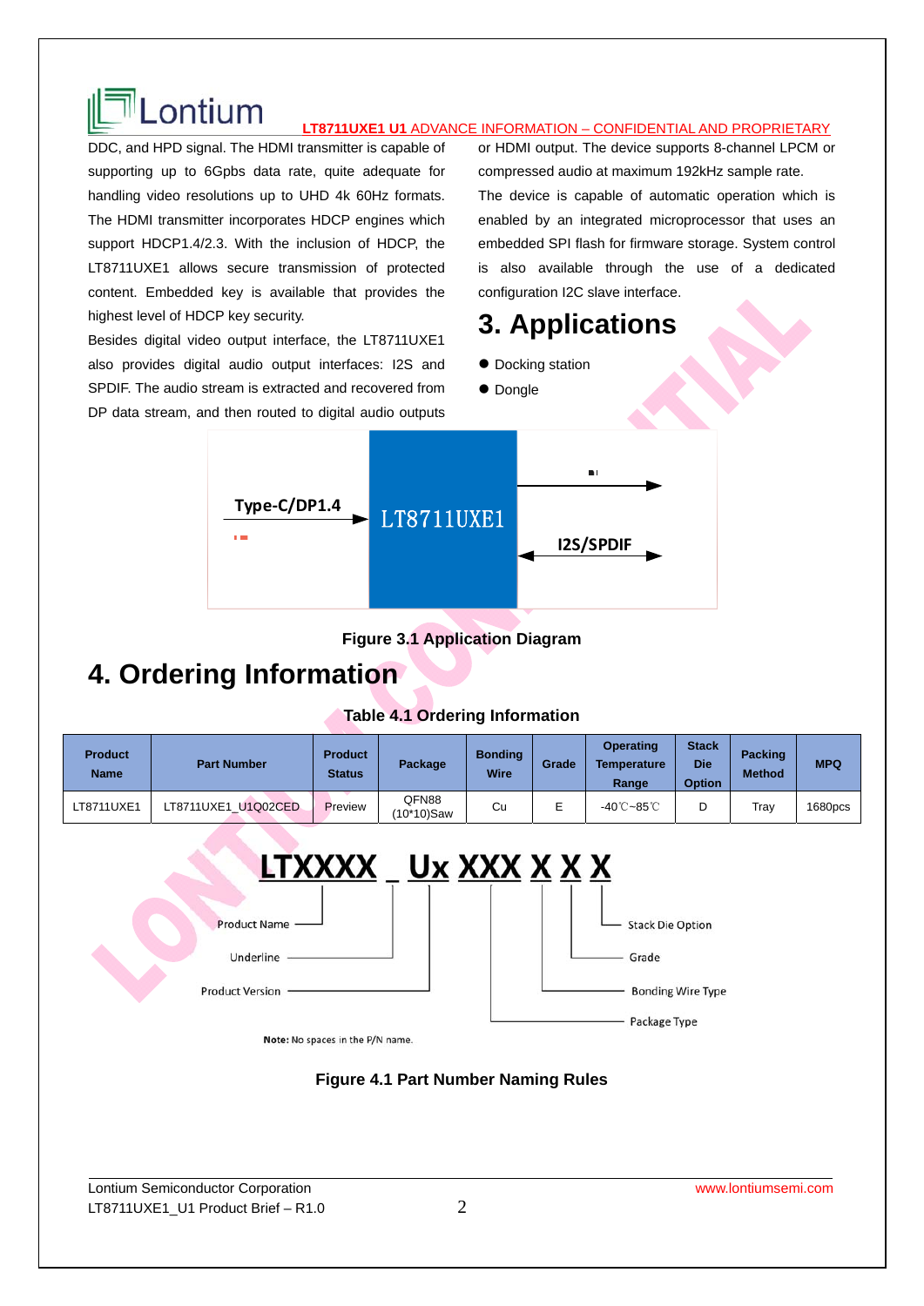DDC, and HPD signal. The HDMI transmitter is capable of supporting up to 6Gpbs data rate, quite adequate for handling video resolutions up to UHD 4k 60Hz formats. The HDMI transmitter incorporates HDCP engines which support HDCP1.4/2.3. With the inclusion of HDCP, the LT8711UXE1 allows secure transmission of protected content. Embedded key is available that provides the highest level of HDCP key security.

Besides digital video output interface, the LT8711UXE1 also provides digital audio output interfaces: I2S and SPDIF. The audio stream is extracted and recovered from DP data stream, and then routed to digital audio outputs or HDMI output. The device supports 8-channel LPCM or compressed audio at maximum 192kHz sample rate.

The device is capable of automatic operation which is enabled by an integrated microprocessor that uses an embedded SPI flash for firmware storage. System control is also available through the use of a dedicated configuration I2C slave interface.

# 3. Applications

- Docking station
- Dongle

Type-C/DP1.4 → LT8711UXE1 → I2S/SPDIF

**Figure 3.1 Application Diagram**

# 4. Ordering Information

**Table 4.1 Ordering Information**

| Product Name | Part Number | Product Status | Package | Bonding Wire | Grade | Operating Temperature Range | Stack Die Option | Packing Method | MPQ |
|---|---|---|---|---|---|---|---|---|---|
| LT8711UXE1 | LT8711UXE1_U1Q02CED | Preview | QFN88 (10*10)Saw | Cu | E | -40℃~85℃ | D | Tray | 1680pcs |

LTXXXX _ Ux XXX X X X

- LTXXXX: Product Name
- _: Underline
- Ux: Product Version
- XXX: Package Type
- X: Bonding Wire Type
- X: Grade
- X: Stack Die Option

**Note:** No spaces in the P/N name.

**Figure 4.1 Part Number Naming Rules**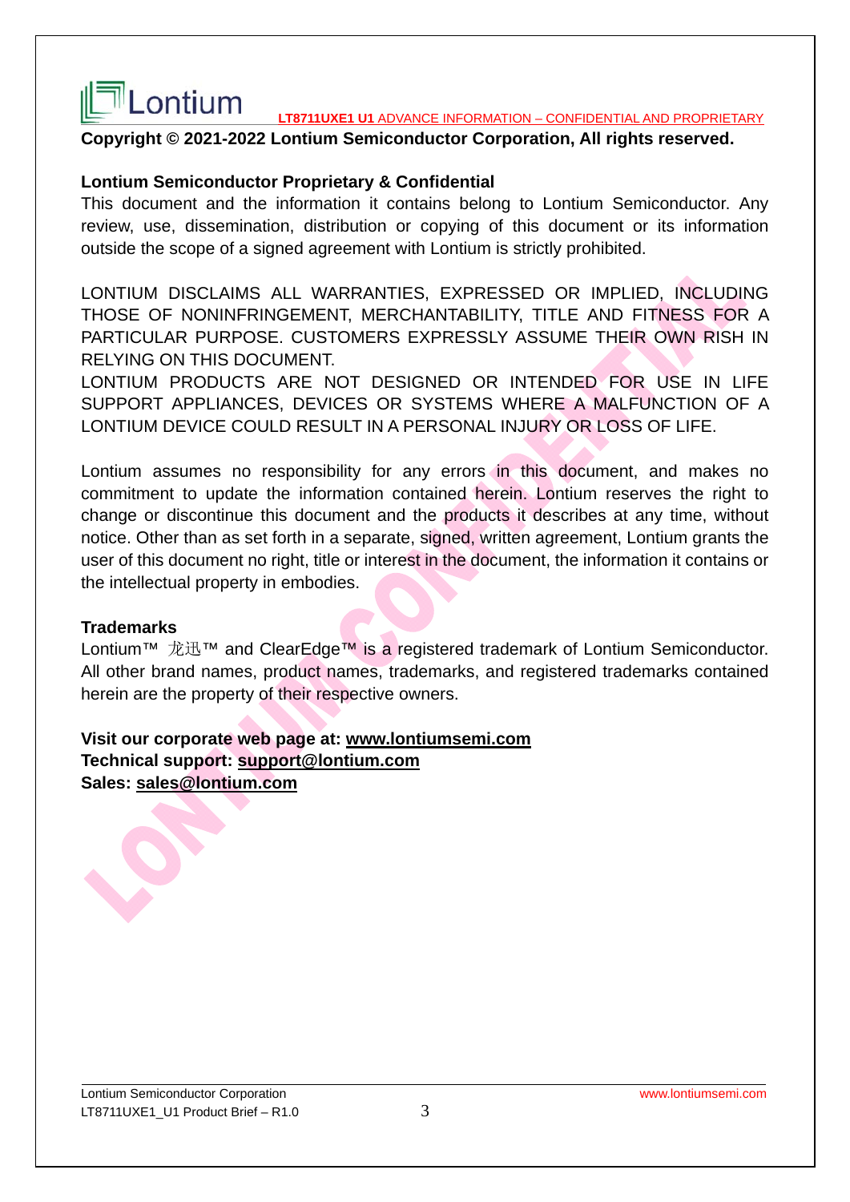**Copyright © 2021-2022 Lontium Semiconductor Corporation, All rights reserved.**

**Lontium Semiconductor Proprietary & Confidential**

This document and the information it contains belong to Lontium Semiconductor. Any review, use, dissemination, distribution or copying of this document or its information outside the scope of a signed agreement with Lontium is strictly prohibited.

LONTIUM DISCLAIMS ALL WARRANTIES, EXPRESSED OR IMPLIED, INCLUDING THOSE OF NONINFRINGEMENT, MERCHANTABILITY, TITLE AND FITNESS FOR A PARTICULAR PURPOSE. CUSTOMERS EXPRESSLY ASSUME THEIR OWN RISH IN RELYING ON THIS DOCUMENT.
LONTIUM PRODUCTS ARE NOT DESIGNED OR INTENDED FOR USE IN LIFE SUPPORT APPLIANCES, DEVICES OR SYSTEMS WHERE A MALFUNCTION OF A LONTIUM DEVICE COULD RESULT IN A PERSONAL INJURY OR LOSS OF LIFE.

Lontium assumes no responsibility for any errors in this document, and makes no commitment to update the information contained herein. Lontium reserves the right to change or discontinue this document and the products it describes at any time, without notice. Other than as set forth in a separate, signed, written agreement, Lontium grants the user of this document no right, title or interest in the document, the information it contains or the intellectual property in embodies.

**Trademarks**

Lontium™ 龙迅™ and ClearEdge™ is a registered trademark of Lontium Semiconductor. All other brand names, product names, trademarks, and registered trademarks contained herein are the property of their respective owners.

**Visit our corporate web page at: www.lontiumsemi.com**
**Technical support: support@lontium.com**
**Sales: sales@lontium.com**